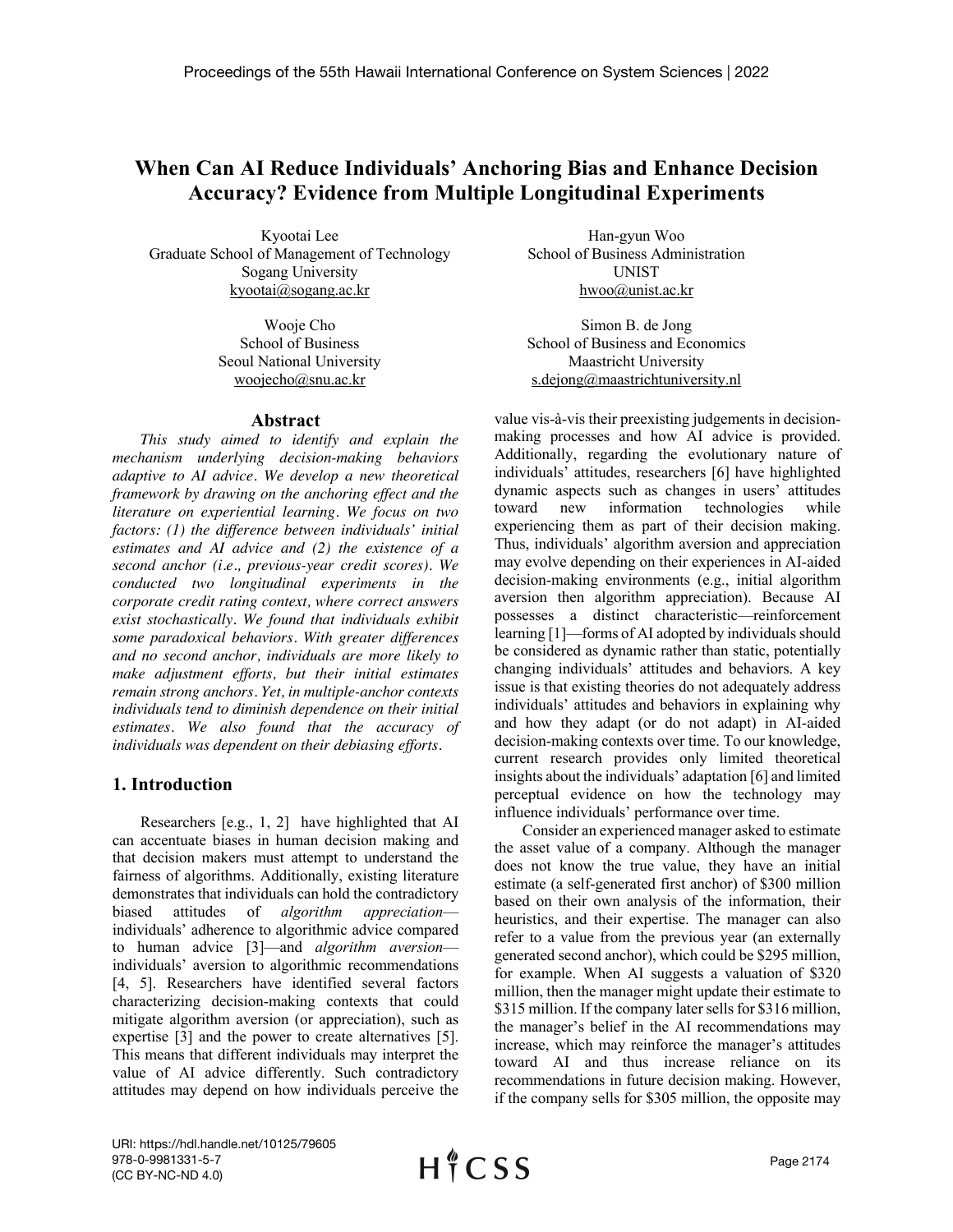# When Can AI Reduce Individuals' Anchoring Bias and Enhance Decision Accuracy? Evidence from Multiple Longitudinal Experiments

Kyootai Lee
Graduate School of Management of Technology
Sogang University
kyootai@sogang.ac.kr

Han-gyun Woo
School of Business Administration
UNIST
hwoo@unist.ac.kr

Wooje Cho
School of Business
Seoul National University
woojecho@snu.ac.kr

Simon B. de Jong
School of Business and Economics
Maastricht University
s.dejong@maastrichtuniversity.nl

## Abstract

*This study aimed to identify and explain the mechanism underlying decision-making behaviors adaptive to AI advice. We develop a new theoretical framework by drawing on the anchoring effect and the literature on experiential learning. We focus on two factors: (1) the difference between individuals' initial estimates and AI advice and (2) the existence of a second anchor (i.e., previous-year credit scores). We conducted two longitudinal experiments in the corporate credit rating context, where correct answers exist stochastically. We found that individuals exhibit some paradoxical behaviors. With greater differences and no second anchor, individuals are more likely to make adjustment efforts, but their initial estimates remain strong anchors. Yet, in multiple-anchor contexts individuals tend to diminish dependence on their initial estimates. We also found that the accuracy of individuals was dependent on their debiasing efforts.*

## 1. Introduction

Researchers [e.g., 1, 2] have highlighted that AI can accentuate biases in human decision making and that decision makers must attempt to understand the fairness of algorithms. Additionally, existing literature demonstrates that individuals can hold the contradictory biased attitudes of *algorithm appreciation*—individuals' adherence to algorithmic advice compared to human advice [3]—and *algorithm aversion*—individuals' aversion to algorithmic recommendations [4, 5]. Researchers have identified several factors characterizing decision-making contexts that could mitigate algorithm aversion (or appreciation), such as expertise [3] and the power to create alternatives [5]. This means that different individuals may interpret the value of AI advice differently. Such contradictory attitudes may depend on how individuals perceive the value vis-à-vis their preexisting judgements in decision-making processes and how AI advice is provided. Additionally, regarding the evolutionary nature of individuals' attitudes, researchers [6] have highlighted dynamic aspects such as changes in users' attitudes toward new information technologies while experiencing them as part of their decision making. Thus, individuals' algorithm aversion and appreciation may evolve depending on their experiences in AI-aided decision-making environments (e.g., initial algorithm aversion then algorithm appreciation). Because AI possesses a distinct characteristic—reinforcement learning [1]—forms of AI adopted by individuals should be considered as dynamic rather than static, potentially changing individuals' attitudes and behaviors. A key issue is that existing theories do not adequately address individuals' attitudes and behaviors in explaining why and how they adapt (or do not adapt) in AI-aided decision-making contexts over time. To our knowledge, current research provides only limited theoretical insights about the individuals' adaptation [6] and limited perceptual evidence on how the technology may influence individuals' performance over time.

Consider an experienced manager asked to estimate the asset value of a company. Although the manager does not know the true value, they have an initial estimate (a self-generated first anchor) of $300 million based on their own analysis of the information, their heuristics, and their expertise. The manager can also refer to a value from the previous year (an externally generated second anchor), which could be $295 million, for example. When AI suggests a valuation of $320 million, then the manager might update their estimate to $315 million. If the company later sells for $316 million, the manager's belief in the AI recommendations may increase, which may reinforce the manager's attitudes toward AI and thus increase reliance on its recommendations in future decision making. However, if the company sells for $305 million, the opposite may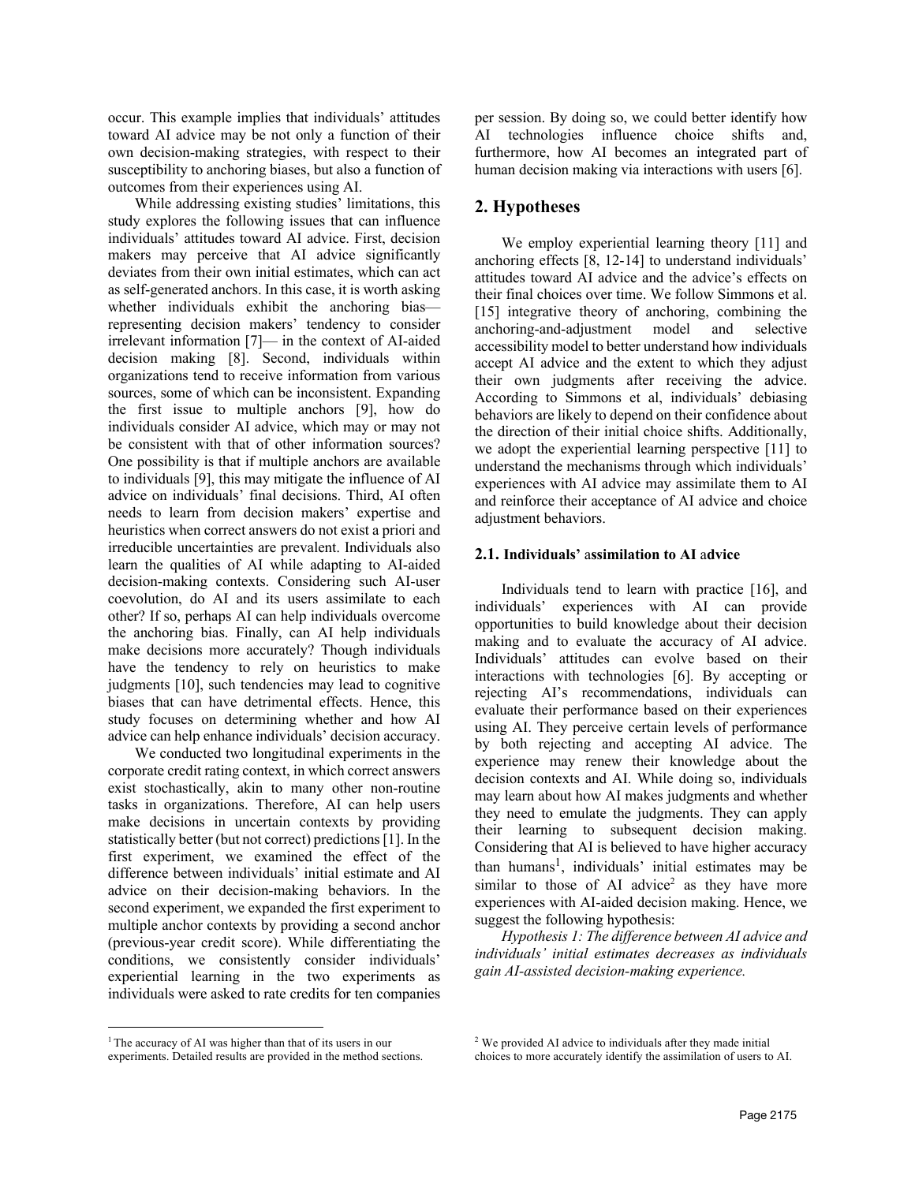occur. This example implies that individuals' attitudes toward AI advice may be not only a function of their own decision-making strategies, with respect to their susceptibility to anchoring biases, but also a function of outcomes from their experiences using AI.

While addressing existing studies' limitations, this study explores the following issues that can influence individuals' attitudes toward AI advice. First, decision makers may perceive that AI advice significantly deviates from their own initial estimates, which can act as self-generated anchors. In this case, it is worth asking whether individuals exhibit the anchoring bias—representing decision makers' tendency to consider irrelevant information [7]— in the context of AI-aided decision making [8]. Second, individuals within organizations tend to receive information from various sources, some of which can be inconsistent. Expanding the first issue to multiple anchors [9], how do individuals consider AI advice, which may or may not be consistent with that of other information sources? One possibility is that if multiple anchors are available to individuals [9], this may mitigate the influence of AI advice on individuals' final decisions. Third, AI often needs to learn from decision makers' expertise and heuristics when correct answers do not exist a priori and irreducible uncertainties are prevalent. Individuals also learn the qualities of AI while adapting to AI-aided decision-making contexts. Considering such AI-user coevolution, do AI and its users assimilate to each other? If so, perhaps AI can help individuals overcome the anchoring bias. Finally, can AI help individuals make decisions more accurately? Though individuals have the tendency to rely on heuristics to make judgments [10], such tendencies may lead to cognitive biases that can have detrimental effects. Hence, this study focuses on determining whether and how AI advice can help enhance individuals' decision accuracy.

We conducted two longitudinal experiments in the corporate credit rating context, in which correct answers exist stochastically, akin to many other non-routine tasks in organizations. Therefore, AI can help users make decisions in uncertain contexts by providing statistically better (but not correct) predictions [1]. In the first experiment, we examined the effect of the difference between individuals' initial estimate and AI advice on their decision-making behaviors. In the second experiment, we expanded the first experiment to multiple anchor contexts by providing a second anchor (previous-year credit score). While differentiating the conditions, we consistently consider individuals' experiential learning in the two experiments as individuals were asked to rate credits for ten companies per session. By doing so, we could better identify how AI technologies influence choice shifts and, furthermore, how AI becomes an integrated part of human decision making via interactions with users [6].

## 2. Hypotheses

We employ experiential learning theory [11] and anchoring effects [8, 12-14] to understand individuals' attitudes toward AI advice and the advice's effects on their final choices over time. We follow Simmons et al. [15] integrative theory of anchoring, combining the anchoring-and-adjustment model and selective accessibility model to better understand how individuals accept AI advice and the extent to which they adjust their own judgments after receiving the advice. According to Simmons et al, individuals' debiasing behaviors are likely to depend on their confidence about the direction of their initial choice shifts. Additionally, we adopt the experiential learning perspective [11] to understand the mechanisms through which individuals' experiences with AI advice may assimilate them to AI and reinforce their acceptance of AI advice and choice adjustment behaviors.

### 2.1. Individuals' assimilation to AI advice

Individuals tend to learn with practice [16], and individuals' experiences with AI can provide opportunities to build knowledge about their decision making and to evaluate the accuracy of AI advice. Individuals' attitudes can evolve based on their interactions with technologies [6]. By accepting or rejecting AI's recommendations, individuals can evaluate their performance based on their experiences using AI. They perceive certain levels of performance by both rejecting and accepting AI advice. The experience may renew their knowledge about the decision contexts and AI. While doing so, individuals may learn about how AI makes judgments and whether they need to emulate the judgments. They can apply their learning to subsequent decision making. Considering that AI is believed to have higher accuracy than humans[1], individuals' initial estimates may be similar to those of AI advice[2] as they have more experiences with AI-aided decision making. Hence, we suggest the following hypothesis:

*Hypothesis 1: The difference between AI advice and individuals' initial estimates decreases as individuals gain AI-assisted decision-making experience.*

---

[1] The accuracy of AI was higher than that of its users in our experiments. Detailed results are provided in the method sections.

[2] We provided AI advice to individuals after they made initial choices to more accurately identify the assimilation of users to AI.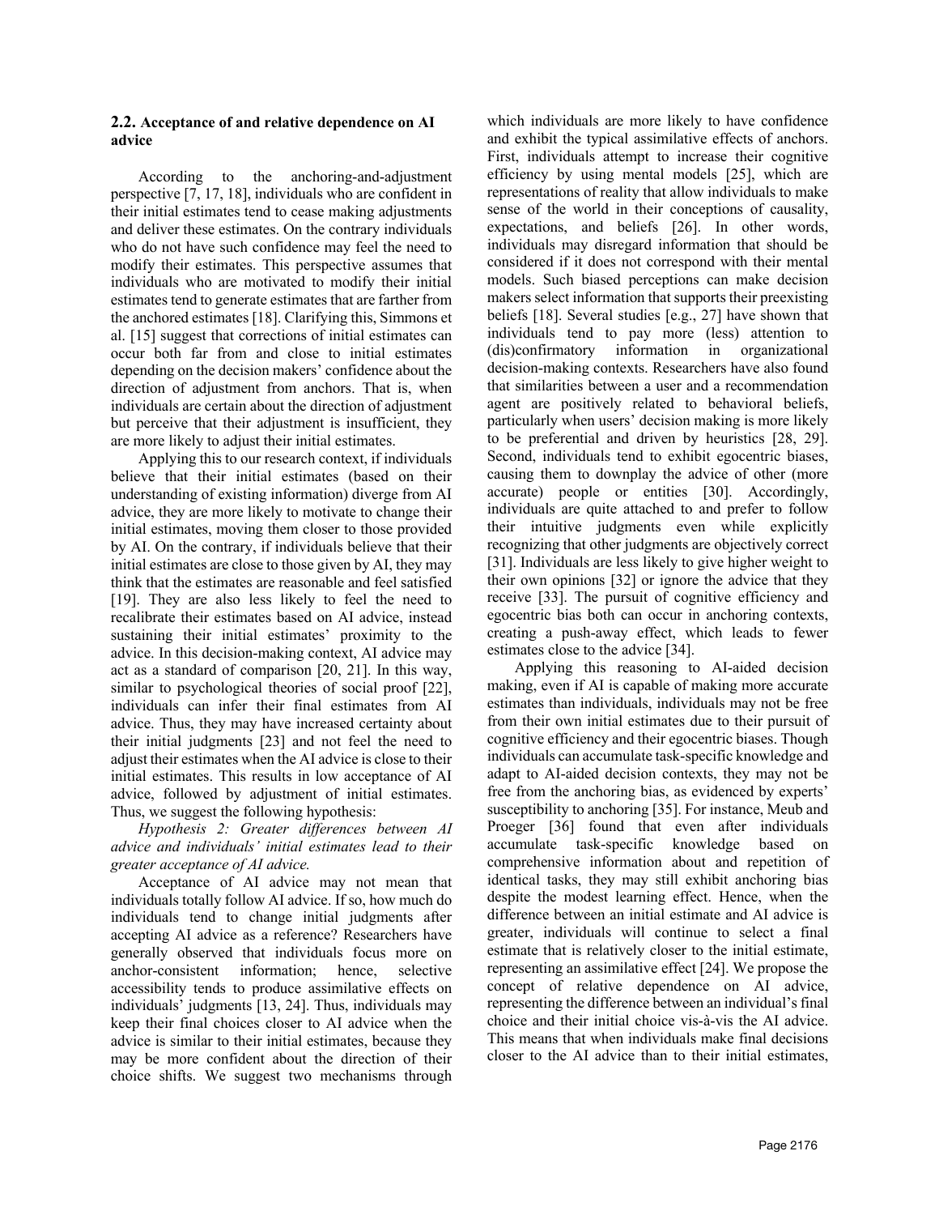### 2.2. Acceptance of and relative dependence on AI advice

According to the anchoring-and-adjustment perspective [7, 17, 18], individuals who are confident in their initial estimates tend to cease making adjustments and deliver these estimates. On the contrary individuals who do not have such confidence may feel the need to modify their estimates. This perspective assumes that individuals who are motivated to modify their initial estimates tend to generate estimates that are farther from the anchored estimates [18]. Clarifying this, Simmons et al. [15] suggest that corrections of initial estimates can occur both far from and close to initial estimates depending on the decision makers' confidence about the direction of adjustment from anchors. That is, when individuals are certain about the direction of adjustment but perceive that their adjustment is insufficient, they are more likely to adjust their initial estimates.

Applying this to our research context, if individuals believe that their initial estimates (based on their understanding of existing information) diverge from AI advice, they are more likely to motivate to change their initial estimates, moving them closer to those provided by AI. On the contrary, if individuals believe that their initial estimates are close to those given by AI, they may think that the estimates are reasonable and feel satisfied [19]. They are also less likely to feel the need to recalibrate their estimates based on AI advice, instead sustaining their initial estimates' proximity to the advice. In this decision-making context, AI advice may act as a standard of comparison [20, 21]. In this way, similar to psychological theories of social proof [22], individuals can infer their final estimates from AI advice. Thus, they may have increased certainty about their initial judgments [23] and not feel the need to adjust their estimates when the AI advice is close to their initial estimates. This results in low acceptance of AI advice, followed by adjustment of initial estimates. Thus, we suggest the following hypothesis:

*Hypothesis 2: Greater differences between AI advice and individuals' initial estimates lead to their greater acceptance of AI advice.*

Acceptance of AI advice may not mean that individuals totally follow AI advice. If so, how much do individuals tend to change initial judgments after accepting AI advice as a reference? Researchers have generally observed that individuals focus more on anchor-consistent information; hence, selective accessibility tends to produce assimilative effects on individuals' judgments [13, 24]. Thus, individuals may keep their final choices closer to AI advice when the advice is similar to their initial estimates, because they may be more confident about the direction of their choice shifts. We suggest two mechanisms through which individuals are more likely to have confidence and exhibit the typical assimilative effects of anchors. First, individuals attempt to increase their cognitive efficiency by using mental models [25], which are representations of reality that allow individuals to make sense of the world in their conceptions of causality, expectations, and beliefs [26]. In other words, individuals may disregard information that should be considered if it does not correspond with their mental models. Such biased perceptions can make decision makers select information that supports their preexisting beliefs [18]. Several studies [e.g., 27] have shown that individuals tend to pay more (less) attention to (dis)confirmatory information in organizational decision-making contexts. Researchers have also found that similarities between a user and a recommendation agent are positively related to behavioral beliefs, particularly when users' decision making is more likely to be preferential and driven by heuristics [28, 29]. Second, individuals tend to exhibit egocentric biases, causing them to downplay the advice of other (more accurate) people or entities [30]. Accordingly, individuals are quite attached to and prefer to follow their intuitive judgments even while explicitly recognizing that other judgments are objectively correct [31]. Individuals are less likely to give higher weight to their own opinions [32] or ignore the advice that they receive [33]. The pursuit of cognitive efficiency and egocentric bias both can occur in anchoring contexts, creating a push-away effect, which leads to fewer estimates close to the advice [34].

Applying this reasoning to AI-aided decision making, even if AI is capable of making more accurate estimates than individuals, individuals may not be free from their own initial estimates due to their pursuit of cognitive efficiency and their egocentric biases. Though individuals can accumulate task-specific knowledge and adapt to AI-aided decision contexts, they may not be free from the anchoring bias, as evidenced by experts' susceptibility to anchoring [35]. For instance, Meub and Proeger [36] found that even after individuals accumulate task-specific knowledge based on comprehensive information about and repetition of identical tasks, they may still exhibit anchoring bias despite the modest learning effect. Hence, when the difference between an initial estimate and AI advice is greater, individuals will continue to select a final estimate that is relatively closer to the initial estimate, representing an assimilative effect [24]. We propose the concept of relative dependence on AI advice, representing the difference between an individual's final choice and their initial choice vis-à-vis the AI advice. This means that when individuals make final decisions closer to the AI advice than to their initial estimates,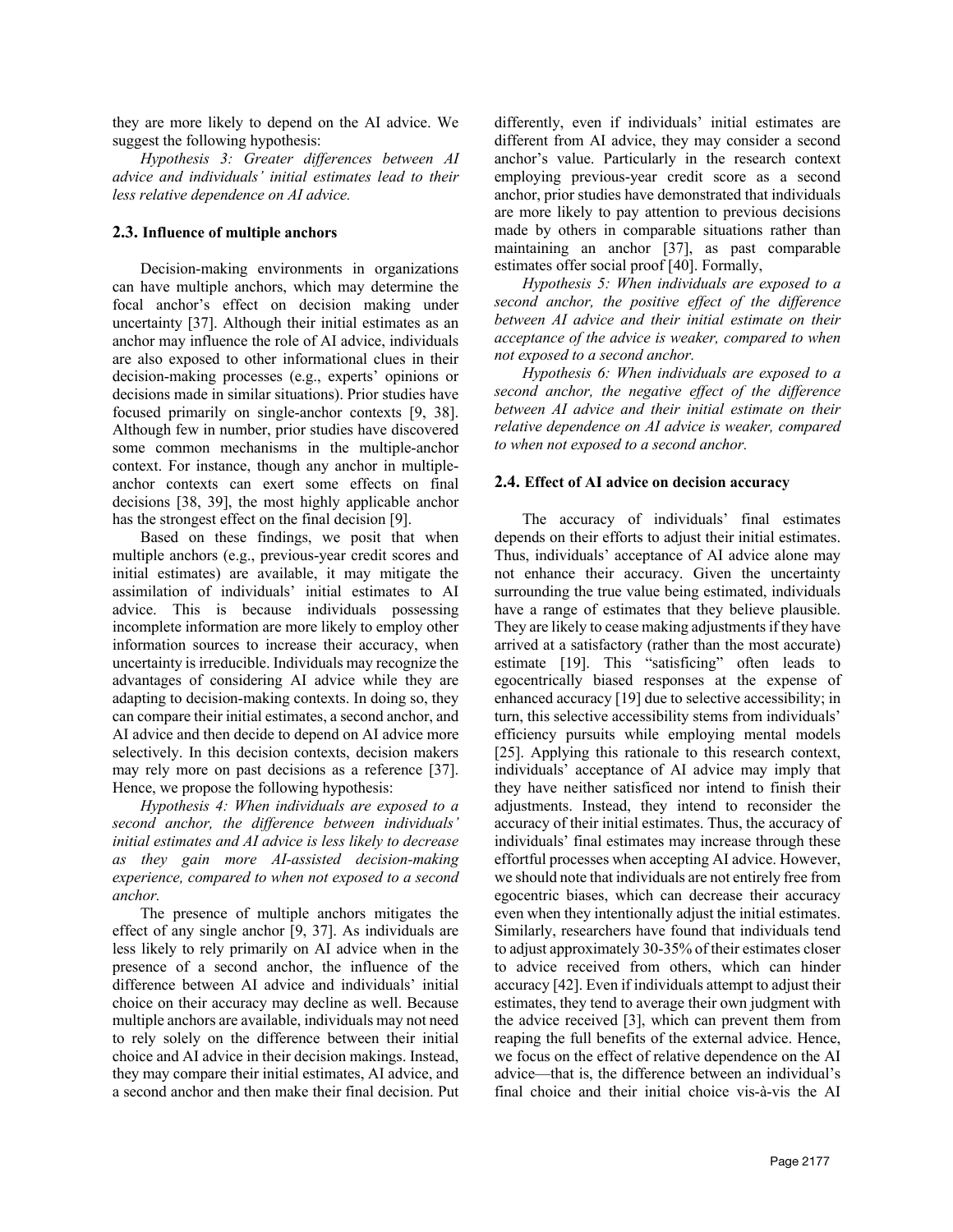they are more likely to depend on the AI advice. We suggest the following hypothesis:

*Hypothesis 3: Greater differences between AI advice and individuals' initial estimates lead to their less relative dependence on AI advice.*

### 2.3. Influence of multiple anchors

Decision-making environments in organizations can have multiple anchors, which may determine the focal anchor's effect on decision making under uncertainty [37]. Although their initial estimates as an anchor may influence the role of AI advice, individuals are also exposed to other informational clues in their decision-making processes (e.g., experts' opinions or decisions made in similar situations). Prior studies have focused primarily on single-anchor contexts [9, 38]. Although few in number, prior studies have discovered some common mechanisms in the multiple-anchor context. For instance, though any anchor in multiple-anchor contexts can exert some effects on final decisions [38, 39], the most highly applicable anchor has the strongest effect on the final decision [9].

Based on these findings, we posit that when multiple anchors (e.g., previous-year credit scores and initial estimates) are available, it may mitigate the assimilation of individuals' initial estimates to AI advice. This is because individuals possessing incomplete information are more likely to employ other information sources to increase their accuracy, when uncertainty is irreducible. Individuals may recognize the advantages of considering AI advice while they are adapting to decision-making contexts. In doing so, they can compare their initial estimates, a second anchor, and AI advice and then decide to depend on AI advice more selectively. In this decision contexts, decision makers may rely more on past decisions as a reference [37]. Hence, we propose the following hypothesis:

*Hypothesis 4: When individuals are exposed to a second anchor, the difference between individuals' initial estimates and AI advice is less likely to decrease as they gain more AI-assisted decision-making experience, compared to when not exposed to a second anchor.*

The presence of multiple anchors mitigates the effect of any single anchor [9, 37]. As individuals are less likely to rely primarily on AI advice when in the presence of a second anchor, the influence of the difference between AI advice and individuals' initial choice on their accuracy may decline as well. Because multiple anchors are available, individuals may not need to rely solely on the difference between their initial choice and AI advice in their decision makings. Instead, they may compare their initial estimates, AI advice, and a second anchor and then make their final decision. Put differently, even if individuals' initial estimates are different from AI advice, they may consider a second anchor's value. Particularly in the research context employing previous-year credit score as a second anchor, prior studies have demonstrated that individuals are more likely to pay attention to previous decisions made by others in comparable situations rather than maintaining an anchor [37], as past comparable estimates offer social proof [40]. Formally,

*Hypothesis 5: When individuals are exposed to a second anchor, the positive effect of the difference between AI advice and their initial estimate on their acceptance of the advice is weaker, compared to when not exposed to a second anchor.*

*Hypothesis 6: When individuals are exposed to a second anchor, the negative effect of the difference between AI advice and their initial estimate on their relative dependence on AI advice is weaker, compared to when not exposed to a second anchor.*

### 2.4. Effect of AI advice on decision accuracy

The accuracy of individuals' final estimates depends on their efforts to adjust their initial estimates. Thus, individuals' acceptance of AI advice alone may not enhance their accuracy. Given the uncertainty surrounding the true value being estimated, individuals have a range of estimates that they believe plausible. They are likely to cease making adjustments if they have arrived at a satisfactory (rather than the most accurate) estimate [19]. This "satisficing" often leads to egocentrically biased responses at the expense of enhanced accuracy [19] due to selective accessibility; in turn, this selective accessibility stems from individuals' efficiency pursuits while employing mental models [25]. Applying this rationale to this research context, individuals' acceptance of AI advice may imply that they have neither satisficed nor intend to finish their adjustments. Instead, they intend to reconsider the accuracy of their initial estimates. Thus, the accuracy of individuals' final estimates may increase through these effortful processes when accepting AI advice. However, we should note that individuals are not entirely free from egocentric biases, which can decrease their accuracy even when they intentionally adjust the initial estimates. Similarly, researchers have found that individuals tend to adjust approximately 30-35% of their estimates closer to advice received from others, which can hinder accuracy [42]. Even if individuals attempt to adjust their estimates, they tend to average their own judgment with the advice received [3], which can prevent them from reaping the full benefits of the external advice. Hence, we focus on the effect of relative dependence on the AI advice—that is, the difference between an individual's final choice and their initial choice vis-à-vis the AI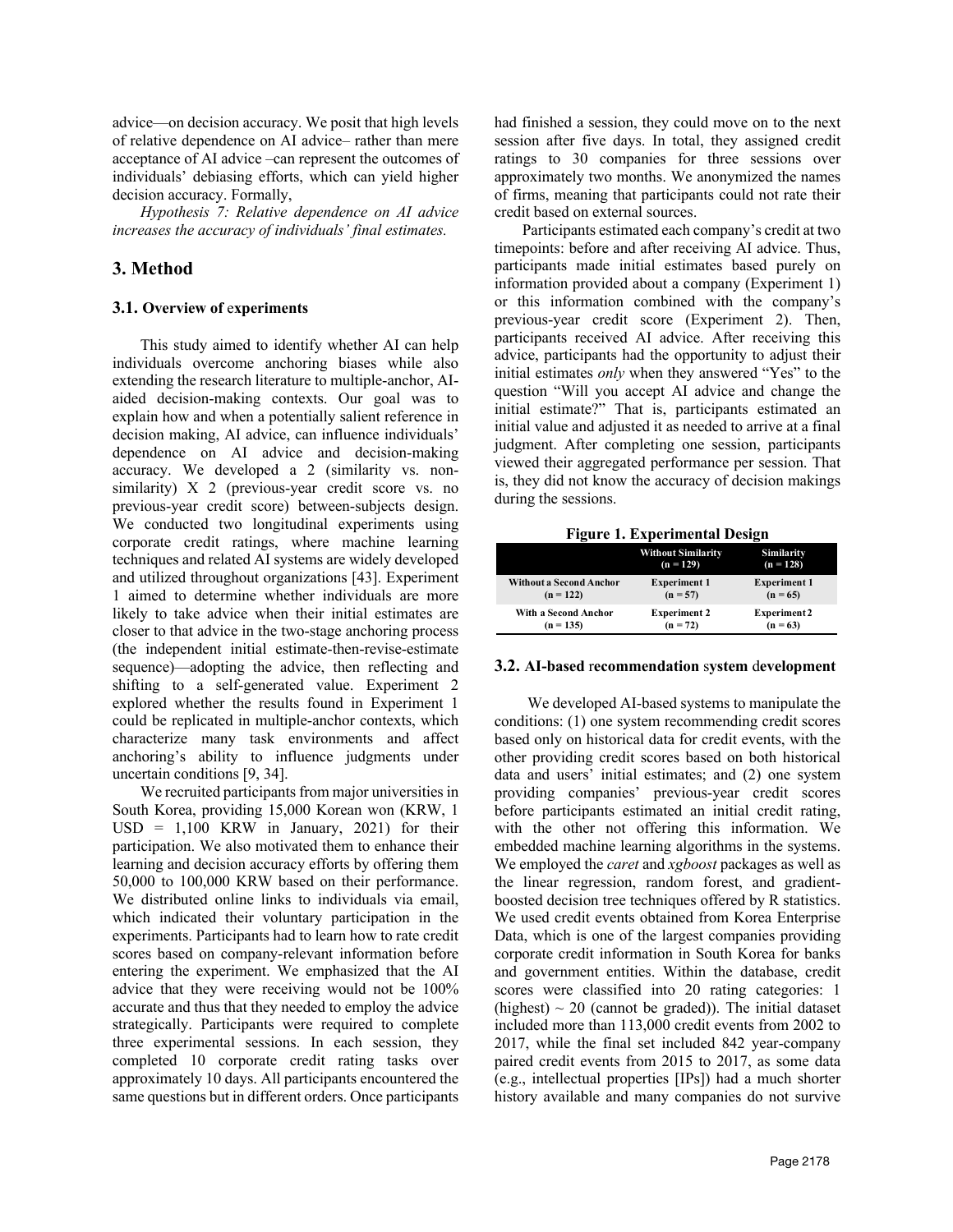advice—on decision accuracy. We posit that high levels of relative dependence on AI advice– rather than mere acceptance of AI advice –can represent the outcomes of individuals' debiasing efforts, which can yield higher decision accuracy. Formally,

*Hypothesis 7: Relative dependence on AI advice increases the accuracy of individuals' final estimates.*

## 3. Method

### 3.1. Overview of experiments

This study aimed to identify whether AI can help individuals overcome anchoring biases while also extending the research literature to multiple-anchor, AI-aided decision-making contexts. Our goal was to explain how and when a potentially salient reference in decision making, AI advice, can influence individuals' dependence on AI advice and decision-making accuracy. We developed a 2 (similarity vs. non-similarity) X 2 (previous-year credit score vs. no previous-year credit score) between-subjects design. We conducted two longitudinal experiments using corporate credit ratings, where machine learning techniques and related AI systems are widely developed and utilized throughout organizations [43]. Experiment 1 aimed to determine whether individuals are more likely to take advice when their initial estimates are closer to that advice in the two-stage anchoring process (the independent initial estimate-then-revise-estimate sequence)—adopting the advice, then reflecting and shifting to a self-generated value. Experiment 2 explored whether the results found in Experiment 1 could be replicated in multiple-anchor contexts, which characterize many task environments and affect anchoring's ability to influence judgments under uncertain conditions [9, 34].

We recruited participants from major universities in South Korea, providing 15,000 Korean won (KRW, 1 USD = 1,100 KRW in January, 2021) for their participation. We also motivated them to enhance their learning and decision accuracy efforts by offering them 50,000 to 100,000 KRW based on their performance. We distributed online links to individuals via email, which indicated their voluntary participation in the experiments. Participants had to learn how to rate credit scores based on company-relevant information before entering the experiment. We emphasized that the AI advice that they were receiving would not be 100% accurate and thus that they needed to employ the advice strategically. Participants were required to complete three experimental sessions. In each session, they completed 10 corporate credit rating tasks over approximately 10 days. All participants encountered the same questions but in different orders. Once participants had finished a session, they could move on to the next session after five days. In total, they assigned credit ratings to 30 companies for three sessions over approximately two months. We anonymized the names of firms, meaning that participants could not rate their credit based on external sources.

Participants estimated each company's credit at two timepoints: before and after receiving AI advice. Thus, participants made initial estimates based purely on information provided about a company (Experiment 1) or this information combined with the company's previous-year credit score (Experiment 2). Then, participants received AI advice. After receiving this advice, participants had the opportunity to adjust their initial estimates *only* when they answered "Yes" to the question "Will you accept AI advice and change the initial estimate?" That is, participants estimated an initial value and adjusted it as needed to arrive at a final judgment. After completing one session, participants viewed their aggregated performance per session. That is, they did not know the accuracy of decision makings during the sessions.

**Figure 1. Experimental Design**

| | Without Similarity (n = 129) | Similarity (n = 128) |
|---|---|---|
| Without a Second Anchor (n = 122) | Experiment 1 (n = 57) | Experiment 1 (n = 65) |
| With a Second Anchor (n = 135) | Experiment 2 (n = 72) | Experiment 2 (n = 63) |

### 3.2. AI-based recommendation system development

We developed AI-based systems to manipulate the conditions: (1) one system recommending credit scores based only on historical data for credit events, with the other providing credit scores based on both historical data and users' initial estimates; and (2) one system providing companies' previous-year credit scores before participants estimated an initial credit rating, with the other not offering this information. We embedded machine learning algorithms in the systems. We employed the *caret* and *xgboost* packages as well as the linear regression, random forest, and gradient-boosted decision tree techniques offered by R statistics. We used credit events obtained from Korea Enterprise Data, which is one of the largest companies providing corporate credit information in South Korea for banks and government entities. Within the database, credit scores were classified into 20 rating categories: 1 (highest) ~ 20 (cannot be graded)). The initial dataset included more than 113,000 credit events from 2002 to 2017, while the final set included 842 year-company paired credit events from 2015 to 2017, as some data (e.g., intellectual properties [IPs]) had a much shorter history available and many companies do not survive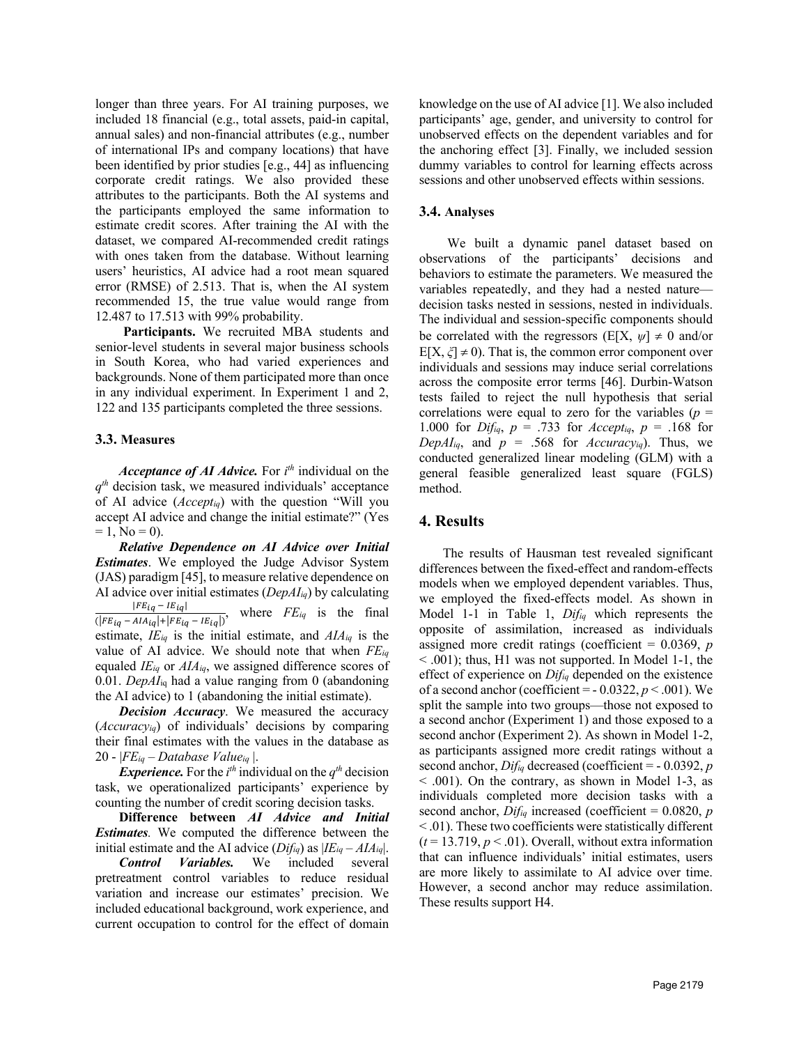longer than three years. For AI training purposes, we included 18 financial (e.g., total assets, paid-in capital, annual sales) and non-financial attributes (e.g., number of international IPs and company locations) that have been identified by prior studies [e.g., 44] as influencing corporate credit ratings. We also provided these attributes to the participants. Both the AI systems and the participants employed the same information to estimate credit scores. After training the AI with the dataset, we compared AI-recommended credit ratings with ones taken from the database. Without learning users' heuristics, AI advice had a root mean squared error (RMSE) of 2.513. That is, when the AI system recommended 15, the true value would range from 12.487 to 17.513 with 99% probability.

**Participants.** We recruited MBA students and senior-level students in several major business schools in South Korea, who had varied experiences and backgrounds. None of them participated more than once in any individual experiment. In Experiment 1 and 2, 122 and 135 participants completed the three sessions.

### 3.3. Measures

***Acceptance of AI Advice.*** For $i^{th}$ individual on the $q^{th}$ decision task, we measured individuals' acceptance of AI advice ($Accept_{iq}$) with the question "Will you accept AI advice and change the initial estimate?" (Yes = 1, No = 0).

***Relative Dependence on AI Advice over Initial Estimates***. We employed the Judge Advisor System (JAS) paradigm [45], to measure relative dependence on AI advice over initial estimates ($DepAI_{iq}$) by calculating $\frac{|FE_{iq} - IE_{iq}|}{(|FE_{iq} - AIA_{iq}| + |FE_{iq} - IE_{iq}|)}$, where $FE_{iq}$ is the final estimate, $IE_{iq}$ is the initial estimate, and $AIA_{iq}$ is the value of AI advice. We should note that when $FE_{iq}$ equaled $IE_{iq}$ or $AIA_{iq}$, we assigned difference scores of 0.01. $DepAI_{iq}$ had a value ranging from 0 (abandoning the AI advice) to 1 (abandoning the initial estimate).

***Decision Accuracy***. We measured the accuracy ($Accuracy_{iq}$) of individuals' decisions by comparing their final estimates with the values in the database as $20 - |FE_{iq} - Database\ Value_{iq}|$.

***Experience.*** For the $i^{th}$ individual on the $q^{th}$ decision task, we operationalized participants' experience by counting the number of credit scoring decision tasks.

**Difference between *AI Advice and Initial Estimates*.** We computed the difference between the initial estimate and the AI advice ($Dif_{iq}$) as $|IE_{iq} - AIA_{iq}|$.

***Control Variables.*** We included several pretreatment control variables to reduce residual variation and increase our estimates' precision. We included educational background, work experience, and current occupation to control for the effect of domain knowledge on the use of AI advice [1]. We also included participants' age, gender, and university to control for unobserved effects on the dependent variables and for the anchoring effect [3]. Finally, we included session dummy variables to control for learning effects across sessions and other unobserved effects within sessions.

### 3.4. Analyses

We built a dynamic panel dataset based on observations of the participants' decisions and behaviors to estimate the parameters. We measured the variables repeatedly, and they had a nested nature—decision tasks nested in sessions, nested in individuals. The individual and session-specific components should be correlated with the regressors ($E[X, \psi] \neq 0$ and/or $E[X, \xi] \neq 0$). That is, the common error component over individuals and sessions may induce serial correlations across the composite error terms [46]. Durbin-Watson tests failed to reject the null hypothesis that serial correlations were equal to zero for the variables ($p$ = 1.000 for $Dif_{iq}$, $p$ = .733 for $Accept_{iq}$, $p$ = .168 for $DepAI_{iq}$, and $p$ = .568 for $Accuracy_{iq}$). Thus, we conducted generalized linear modeling (GLM) with a general feasible generalized least square (FGLS) method.

## 4. Results

The results of Hausman test revealed significant differences between the fixed-effect and random-effects models when we employed dependent variables. Thus, we employed the fixed-effects model. As shown in Model 1-1 in Table 1, $Dif_{iq}$ which represents the opposite of assimilation, increased as individuals assigned more credit ratings (coefficient = 0.0369, $p < .001$); thus, H1 was not supported. In Model 1-1, the effect of experience on $Dif_{iq}$ depended on the existence of a second anchor (coefficient = - 0.0322, $p < .001$). We split the sample into two groups—those not exposed to a second anchor (Experiment 1) and those exposed to a second anchor (Experiment 2). As shown in Model 1-2, as participants assigned more credit ratings without a second anchor, $Dif_{iq}$ decreased (coefficient = - 0.0392, $p < .001$). On the contrary, as shown in Model 1-3, as individuals completed more decision tasks with a second anchor, $Dif_{iq}$ increased (coefficient = 0.0820, $p < .01$). These two coefficients were statistically different ($t$ = 13.719, $p < .01$). Overall, without extra information that can influence individuals' initial estimates, users are more likely to assimilate to AI advice over time. However, a second anchor may reduce assimilation. These results support H4.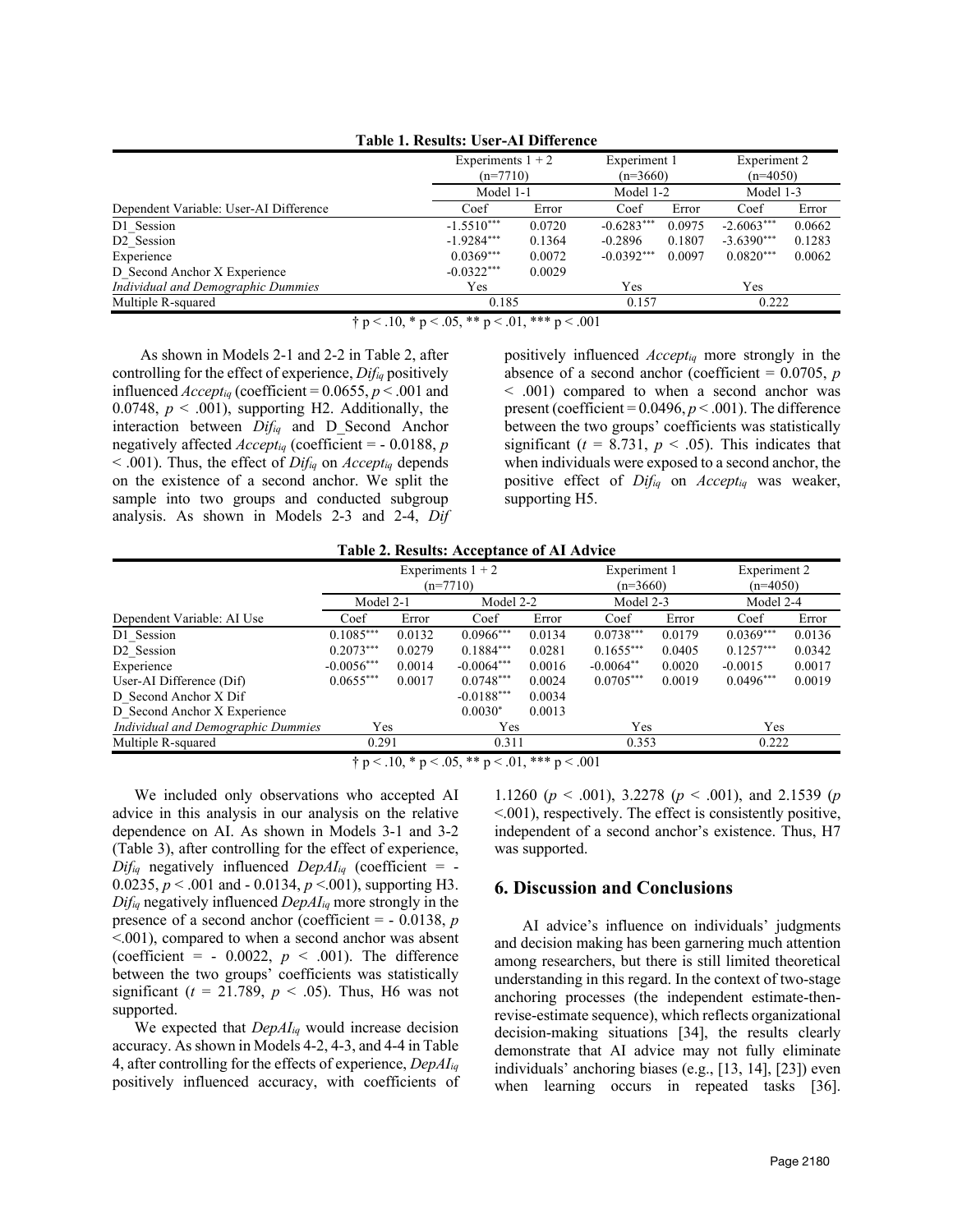**Table 1. Results: User-AI Difference**

| | Experiments 1 + 2 (n=7710) | | Experiment 1 (n=3660) | | Experiment 2 (n=4050) | |
|---|---|---|---|---|---|---|
| | Model 1-1 | | Model 1-2 | | Model 1-3 | |
| Dependent Variable: User-AI Difference | Coef | Error | Coef | Error | Coef | Error |
| D1_Session | $-1.5510^{***}$ | 0.0720 | $-0.6283^{***}$ | 0.0975 | $-2.6063^{***}$ | 0.0662 |
| D2_Session | $-1.9284^{***}$ | 0.1364 | -0.2896 | 0.1807 | $-3.6390^{***}$ | 0.1283 |
| Experience | $0.0369^{***}$ | 0.0072 | $-0.0392^{***}$ | 0.0097 | $0.0820^{***}$ | 0.0062 |
| D_Second Anchor X Experience | $-0.0322^{***}$ | 0.0029 | | | | |
| *Individual and Demographic Dummies* | Yes | | Yes | | Yes | |
| Multiple R-squared | 0.185 | | 0.157 | | 0.222 | |

† p < .10, * p < .05, ** p < .01, *** p < .001

As shown in Models 2-1 and 2-2 in Table 2, after controlling for the effect of experience, $Dif_{iq}$ positively influenced $Accept_{iq}$ (coefficient = 0.0655, $p < .001$ and 0.0748, $p < .001$), supporting H2. Additionally, the interaction between $Dif_{iq}$ and D_Second Anchor negatively affected $Accept_{iq}$ (coefficient = - 0.0188, $p < .001$). Thus, the effect of $Dif_{iq}$ on $Accept_{iq}$ depends on the existence of a second anchor. We split the sample into two groups and conducted subgroup analysis. As shown in Models 2-3 and 2-4, *Dif* positively influenced $Accept_{iq}$ more strongly in the absence of a second anchor (coefficient = 0.0705, $p < .001$) compared to when a second anchor was present (coefficient = 0.0496, $p < .001$). The difference between the two groups' coefficients was statistically significant ($t$ = 8.731, $p < .05$). This indicates that when individuals were exposed to a second anchor, the positive effect of $Dif_{iq}$ on $Accept_{iq}$ was weaker, supporting H5.

**Table 2. Results: Acceptance of AI Advice**

| | Experiments 1 + 2 (n=7710) | | | | Experiment 1 (n=3660) | | Experiment 2 (n=4050) | |
|---|---|---|---|---|---|---|---|---|
| | Model 2-1 | | Model 2-2 | | Model 2-3 | | Model 2-4 | |
| Dependent Variable: AI Use | Coef | Error | Coef | Error | Coef | Error | Coef | Error |
| D1_Session | $0.1085^{***}$ | 0.0132 | $0.0966^{***}$ | 0.0134 | $0.0738^{***}$ | 0.0179 | $0.0369^{***}$ | 0.0136 |
| D2_Session | $0.2073^{***}$ | 0.0279 | $0.1884^{***}$ | 0.0281 | $0.1655^{***}$ | 0.0405 | $0.1257^{***}$ | 0.0342 |
| Experience | $-0.0056^{***}$ | 0.0014 | $-0.0064^{***}$ | 0.0016 | $-0.0064^{**}$ | 0.0020 | -0.0015 | 0.0017 |
| User-AI Difference (Dif) | $0.0655^{***}$ | 0.0017 | $0.0748^{***}$ | 0.0024 | $0.0705^{***}$ | 0.0019 | $0.0496^{***}$ | 0.0019 |
| D_Second Anchor X Dif | | | $-0.0188^{***}$ | 0.0034 | | | | |
| D_Second Anchor X Experience | | | $0.0030^{*}$ | 0.0013 | | | | |
| *Individual and Demographic Dummies* | Yes | | Yes | | Yes | | Yes | |
| Multiple R-squared | 0.291 | | 0.311 | | 0.353 | | 0.222 | |

† p < .10, * p < .05, ** p < .01, *** p < .001

We included only observations who accepted AI advice in this analysis in our analysis on the relative dependence on AI. As shown in Models 3-1 and 3-2 (Table 3), after controlling for the effect of experience, $Dif_{iq}$ negatively influenced $DepAI_{iq}$ (coefficient = - 0.0235, $p < .001$ and - 0.0134, $p < .001$), supporting H3. $Dif_{iq}$ negatively influenced $DepAI_{iq}$ more strongly in the presence of a second anchor (coefficient = - 0.0138, $p < .001$), compared to when a second anchor was absent (coefficient = - 0.0022, $p < .001$). The difference between the two groups' coefficients was statistically significant ($t$ = 21.789, $p < .05$). Thus, H6 was not supported.

We expected that $DepAI_{iq}$ would increase decision accuracy. As shown in Models 4-2, 4-3, and 4-4 in Table 4, after controlling for the effects of experience, $DepAI_{iq}$ positively influenced accuracy, with coefficients of 1.1260 ($p < .001$), 3.2278 ($p < .001$), and 2.1539 ($p < .001$), respectively. The effect is consistently positive, independent of a second anchor's existence. Thus, H7 was supported.

## 6. Discussion and Conclusions

AI advice's influence on individuals' judgments and decision making has been garnering much attention among researchers, but there is still limited theoretical understanding in this regard. In the context of two-stage anchoring processes (the independent estimate-then-revise-estimate sequence), which reflects organizational decision-making situations [34], the results clearly demonstrate that AI advice may not fully eliminate individuals' anchoring biases (e.g., [13, 14], [23]) even when learning occurs in repeated tasks [36].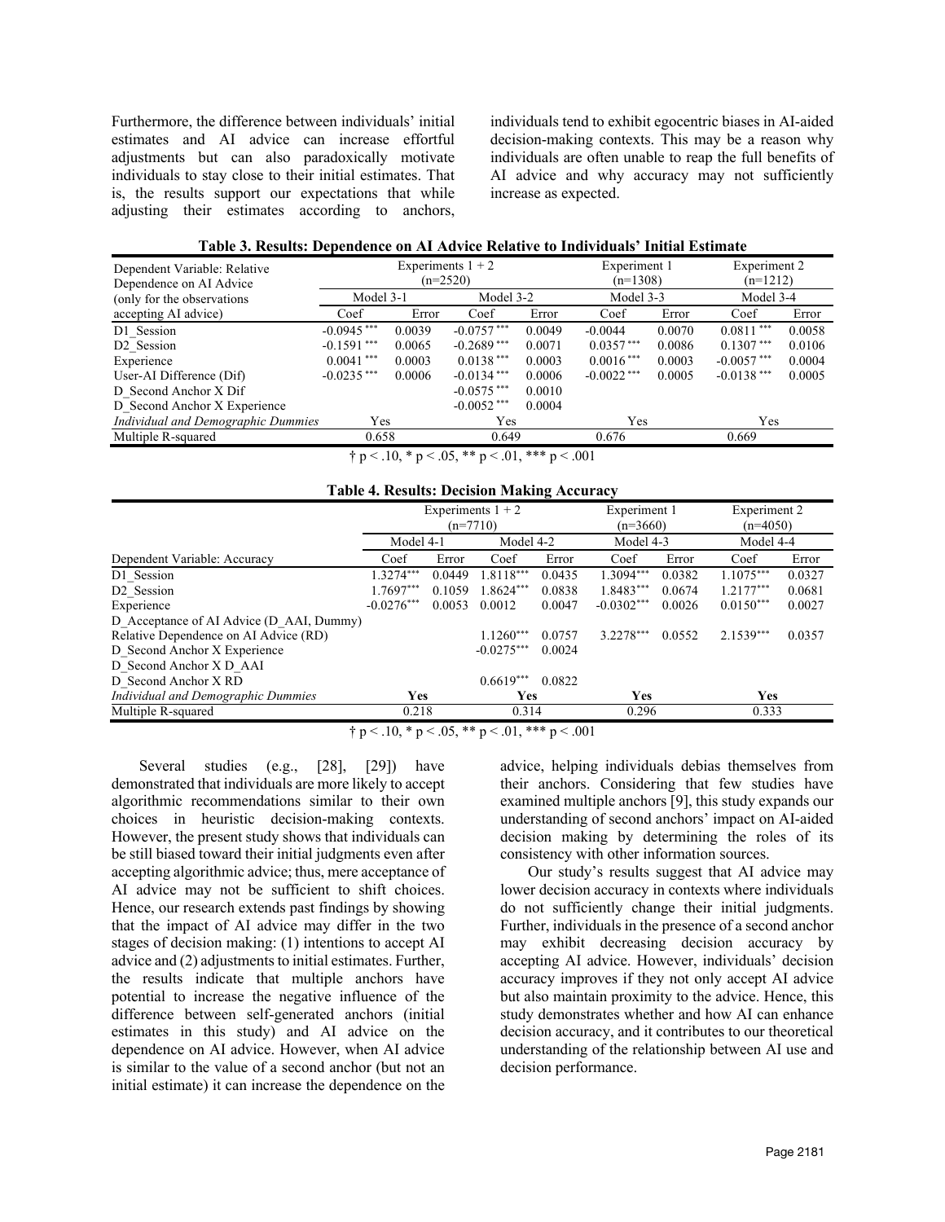Furthermore, the difference between individuals' initial estimates and AI advice can increase effortful adjustments but can also paradoxically motivate individuals to stay close to their initial estimates. That is, the results support our expectations that while adjusting their estimates according to anchors, individuals tend to exhibit egocentric biases in AI-aided decision-making contexts. This may be a reason why individuals are often unable to reap the full benefits of AI advice and why accuracy may not sufficiently increase as expected.

**Table 3. Results: Dependence on AI Advice Relative to Individuals' Initial Estimate**

| Dependent Variable: Relative Dependence on AI Advice (only for the observations accepting AI advice) | Experiments 1 + 2 (n=2520) | | | | Experiment 1 (n=1308) | | Experiment 2 (n=1212) | |
|---|---|---|---|---|---|---|---|---|
| | Model 3-1 | | Model 3-2 | | Model 3-3 | | Model 3-4 | |
| | Coef | Error | Coef | Error | Coef | Error | Coef | Error |
| D1_Session | -0.0945 *** | 0.0039 | -0.0757 *** | 0.0049 | -0.0044 | 0.0070 | 0.0811 *** | 0.0058 |
| D2_Session | -0.1591 *** | 0.0065 | -0.2689 *** | 0.0071 | 0.0357 *** | 0.0086 | 0.1307 *** | 0.0106 |
| Experience | 0.0041 *** | 0.0003 | 0.0138 *** | 0.0003 | 0.0016 *** | 0.0003 | -0.0057 *** | 0.0004 |
| User-AI Difference (Dif) | -0.0235 *** | 0.0006 | -0.0134 *** | 0.0006 | -0.0022 *** | 0.0005 | -0.0138 *** | 0.0005 |
| D_Second Anchor X Dif | | | -0.0575 *** | 0.0010 | | | | |
| D_Second Anchor X Experience | | | -0.0052 *** | 0.0004 | | | | |
| *Individual and Demographic Dummies* | Yes | | Yes | | Yes | | Yes | |
| Multiple R-squared | 0.658 | | 0.649 | | 0.676 | | 0.669 | |

† p < .10, * p < .05, ** p < .01, *** p < .001

**Table 4. Results: Decision Making Accuracy**

| | Experiments 1 + 2 (n=7710) | | | | Experiment 1 (n=3660) | | Experiment 2 (n=4050) | |
|---|---|---|---|---|---|---|---|---|
| | Model 4-1 | | Model 4-2 | | Model 4-3 | | Model 4-4 | |
| Dependent Variable: Accuracy | Coef | Error | Coef | Error | Coef | Error | Coef | Error |
| D1_Session | 1.3274*** | 0.0449 | 1.8118*** | 0.0435 | 1.3094*** | 0.0382 | 1.1075*** | 0.0327 |
| D2_Session | 1.7697*** | 0.1059 | 1.8624*** | 0.0838 | 1.8483*** | 0.0674 | 1.2177*** | 0.0681 |
| Experience | -0.0276*** | 0.0053 | 0.0012 | 0.0047 | -0.0302*** | 0.0026 | 0.0150*** | 0.0027 |
| D_Acceptance of AI Advice (D_AAI, Dummy) | | | | | | | | |
| Relative Dependence on AI Advice (RD) | | | 1.1260*** | 0.0757 | 3.2278*** | 0.0552 | 2.1539*** | 0.0357 |
| D_Second Anchor X Experience | | | -0.0275*** | 0.0024 | | | | |
| D_Second Anchor X D_AAI | | | | | | | | |
| D_Second Anchor X RD | | | 0.6619*** | 0.0822 | | | | |
| *Individual and Demographic Dummies* | **Yes** | | **Yes** | | **Yes** | | **Yes** | |
| Multiple R-squared | 0.218 | | 0.314 | | 0.296 | | 0.333 | |

† p < .10, * p < .05, ** p < .01, *** p < .001

Several studies (e.g., [28], [29]) have demonstrated that individuals are more likely to accept algorithmic recommendations similar to their own choices in heuristic decision-making contexts. However, the present study shows that individuals can be still biased toward their initial judgments even after accepting algorithmic advice; thus, mere acceptance of AI advice may not be sufficient to shift choices. Hence, our research extends past findings by showing that the impact of AI advice may differ in the two stages of decision making: (1) intentions to accept AI advice and (2) adjustments to initial estimates. Further, the results indicate that multiple anchors have potential to increase the negative influence of the difference between self-generated anchors (initial estimates in this study) and AI advice on the dependence on AI advice. However, when AI advice is similar to the value of a second anchor (but not an initial estimate) it can increase the dependence on the advice, helping individuals debias themselves from their anchors. Considering that few studies have examined multiple anchors [9], this study expands our understanding of second anchors' impact on AI-aided decision making by determining the roles of its consistency with other information sources.

Our study's results suggest that AI advice may lower decision accuracy in contexts where individuals do not sufficiently change their initial judgments. Further, individuals in the presence of a second anchor may exhibit decreasing decision accuracy by accepting AI advice. However, individuals' decision accuracy improves if they not only accept AI advice but also maintain proximity to the advice. Hence, this study demonstrates whether and how AI can enhance decision accuracy, and it contributes to our theoretical understanding of the relationship between AI use and decision performance.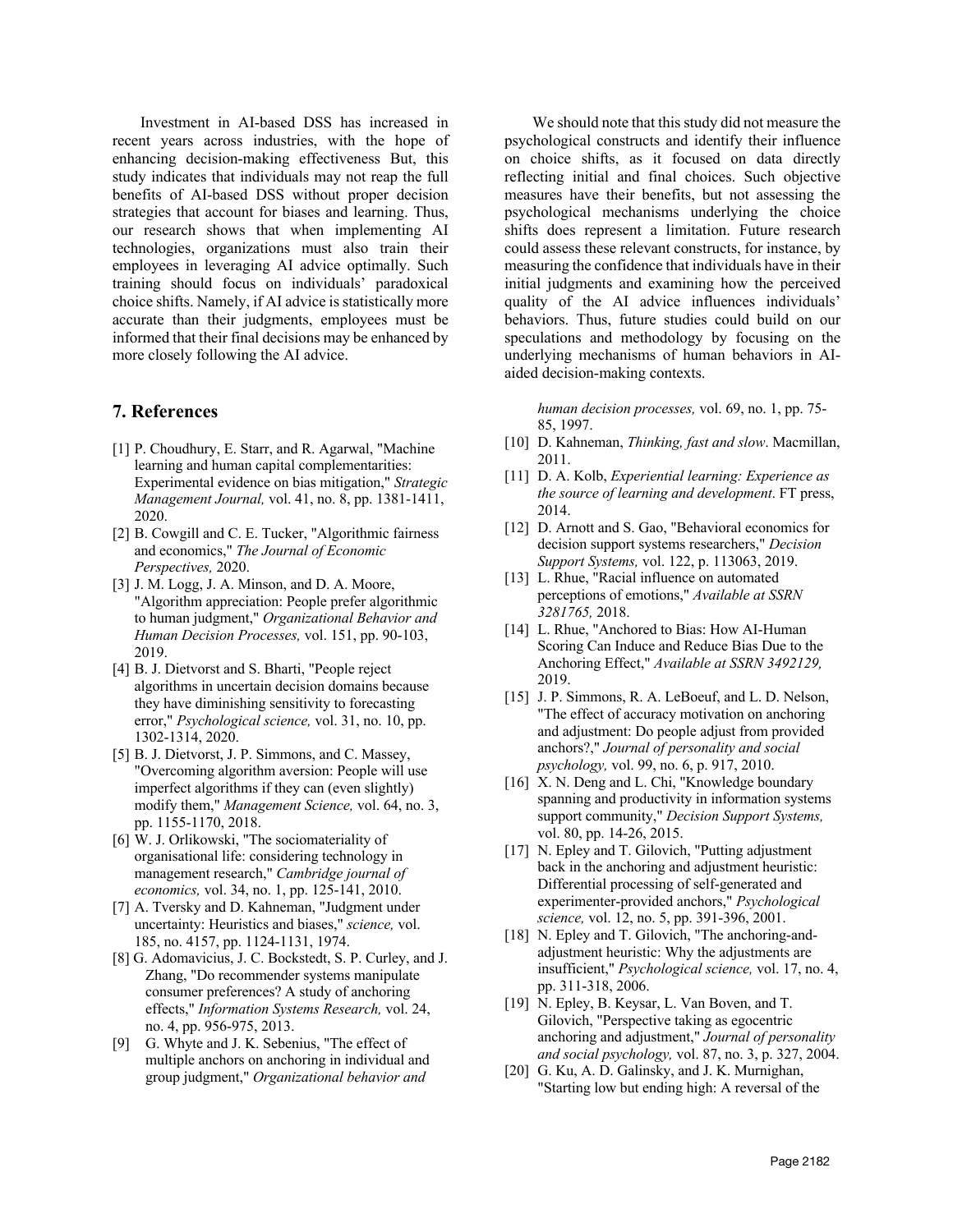Investment in AI-based DSS has increased in recent years across industries, with the hope of enhancing decision-making effectiveness But, this study indicates that individuals may not reap the full benefits of AI-based DSS without proper decision strategies that account for biases and learning. Thus, our research shows that when implementing AI technologies, organizations must also train their employees in leveraging AI advice optimally. Such training should focus on individuals' paradoxical choice shifts. Namely, if AI advice is statistically more accurate than their judgments, employees must be informed that their final decisions may be enhanced by more closely following the AI advice.

We should note that this study did not measure the psychological constructs and identify their influence on choice shifts, as it focused on data directly reflecting initial and final choices. Such objective measures have their benefits, but not assessing the psychological mechanisms underlying the choice shifts does represent a limitation. Future research could assess these relevant constructs, for instance, by measuring the confidence that individuals have in their initial judgments and examining how the perceived quality of the AI advice influences individuals' behaviors. Thus, future studies could build on our speculations and methodology by focusing on the underlying mechanisms of human behaviors in AI-aided decision-making contexts.

## 7. References

[1] P. Choudhury, E. Starr, and R. Agarwal, "Machine learning and human capital complementarities: Experimental evidence on bias mitigation," *Strategic Management Journal,* vol. 41, no. 8, pp. 1381-1411, 2020.

[2] B. Cowgill and C. E. Tucker, "Algorithmic fairness and economics," *The Journal of Economic Perspectives,* 2020.

[3] J. M. Logg, J. A. Minson, and D. A. Moore, "Algorithm appreciation: People prefer algorithmic to human judgment," *Organizational Behavior and Human Decision Processes,* vol. 151, pp. 90-103, 2019.

[4] B. J. Dietvorst and S. Bharti, "People reject algorithms in uncertain decision domains because they have diminishing sensitivity to forecasting error," *Psychological science,* vol. 31, no. 10, pp. 1302-1314, 2020.

[5] B. J. Dietvorst, J. P. Simmons, and C. Massey, "Overcoming algorithm aversion: People will use imperfect algorithms if they can (even slightly) modify them," *Management Science,* vol. 64, no. 3, pp. 1155-1170, 2018.

[6] W. J. Orlikowski, "The sociomateriality of organisational life: considering technology in management research," *Cambridge journal of economics,* vol. 34, no. 1, pp. 125-141, 2010.

[7] A. Tversky and D. Kahneman, "Judgment under uncertainty: Heuristics and biases," *science,* vol. 185, no. 4157, pp. 1124-1131, 1974.

[8] G. Adomavicius, J. C. Bockstedt, S. P. Curley, and J. Zhang, "Do recommender systems manipulate consumer preferences? A study of anchoring effects," *Information Systems Research,* vol. 24, no. 4, pp. 956-975, 2013.

[9] G. Whyte and J. K. Sebenius, "The effect of multiple anchors on anchoring in individual and group judgment," *Organizational behavior and human decision processes,* vol. 69, no. 1, pp. 75-85, 1997.

[10] D. Kahneman, *Thinking, fast and slow*. Macmillan, 2011.

[11] D. A. Kolb, *Experiential learning: Experience as the source of learning and development*. FT press, 2014.

[12] D. Arnott and S. Gao, "Behavioral economics for decision support systems researchers," *Decision Support Systems,* vol. 122, p. 113063, 2019.

[13] L. Rhue, "Racial influence on automated perceptions of emotions," *Available at SSRN 3281765,* 2018.

[14] L. Rhue, "Anchored to Bias: How AI-Human Scoring Can Induce and Reduce Bias Due to the Anchoring Effect," *Available at SSRN 3492129,* 2019.

[15] J. P. Simmons, R. A. LeBoeuf, and L. D. Nelson, "The effect of accuracy motivation on anchoring and adjustment: Do people adjust from provided anchors?," *Journal of personality and social psychology,* vol. 99, no. 6, p. 917, 2010.

[16] X. N. Deng and L. Chi, "Knowledge boundary spanning and productivity in information systems support community," *Decision Support Systems,* vol. 80, pp. 14-26, 2015.

[17] N. Epley and T. Gilovich, "Putting adjustment back in the anchoring and adjustment heuristic: Differential processing of self-generated and experimenter-provided anchors," *Psychological science,* vol. 12, no. 5, pp. 391-396, 2001.

[18] N. Epley and T. Gilovich, "The anchoring-and-adjustment heuristic: Why the adjustments are insufficient," *Psychological science,* vol. 17, no. 4, pp. 311-318, 2006.

[19] N. Epley, B. Keysar, L. Van Boven, and T. Gilovich, "Perspective taking as egocentric anchoring and adjustment," *Journal of personality and social psychology,* vol. 87, no. 3, p. 327, 2004.

[20] G. Ku, A. D. Galinsky, and J. K. Murnighan, "Starting low but ending high: A reversal of the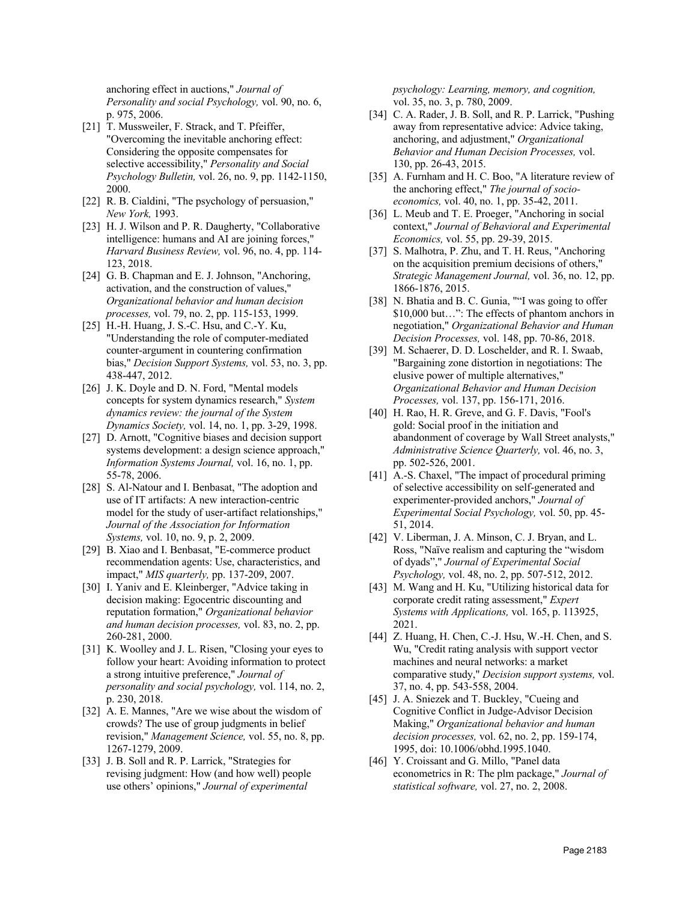anchoring effect in auctions," *Journal of Personality and social Psychology,* vol. 90, no. 6, p. 975, 2006.

[21] T. Mussweiler, F. Strack, and T. Pfeiffer, "Overcoming the inevitable anchoring effect: Considering the opposite compensates for selective accessibility," *Personality and Social Psychology Bulletin,* vol. 26, no. 9, pp. 1142-1150, 2000.

[22] R. B. Cialdini, "The psychology of persuasion," *New York,* 1993.

[23] H. J. Wilson and P. R. Daugherty, "Collaborative intelligence: humans and AI are joining forces," *Harvard Business Review,* vol. 96, no. 4, pp. 114-123, 2018.

[24] G. B. Chapman and E. J. Johnson, "Anchoring, activation, and the construction of values," *Organizational behavior and human decision processes,* vol. 79, no. 2, pp. 115-153, 1999.

[25] H.-H. Huang, J. S.-C. Hsu, and C.-Y. Ku, "Understanding the role of computer-mediated counter-argument in countering confirmation bias," *Decision Support Systems,* vol. 53, no. 3, pp. 438-447, 2012.

[26] J. K. Doyle and D. N. Ford, "Mental models concepts for system dynamics research," *System dynamics review: the journal of the System Dynamics Society,* vol. 14, no. 1, pp. 3-29, 1998.

[27] D. Arnott, "Cognitive biases and decision support systems development: a design science approach," *Information Systems Journal,* vol. 16, no. 1, pp. 55-78, 2006.

[28] S. Al-Natour and I. Benbasat, "The adoption and use of IT artifacts: A new interaction-centric model for the study of user-artifact relationships," *Journal of the Association for Information Systems,* vol. 10, no. 9, p. 2, 2009.

[29] B. Xiao and I. Benbasat, "E-commerce product recommendation agents: Use, characteristics, and impact," *MIS quarterly,* pp. 137-209, 2007.

[30] I. Yaniv and E. Kleinberger, "Advice taking in decision making: Egocentric discounting and reputation formation," *Organizational behavior and human decision processes,* vol. 83, no. 2, pp. 260-281, 2000.

[31] K. Woolley and J. L. Risen, "Closing your eyes to follow your heart: Avoiding information to protect a strong intuitive preference," *Journal of personality and social psychology,* vol. 114, no. 2, p. 230, 2018.

[32] A. E. Mannes, "Are we wise about the wisdom of crowds? The use of group judgments in belief revision," *Management Science,* vol. 55, no. 8, pp. 1267-1279, 2009.

[33] J. B. Soll and R. P. Larrick, "Strategies for revising judgment: How (and how well) people use others' opinions," *Journal of experimental psychology: Learning, memory, and cognition,* vol. 35, no. 3, p. 780, 2009.

[34] C. A. Rader, J. B. Soll, and R. P. Larrick, "Pushing away from representative advice: Advice taking, anchoring, and adjustment," *Organizational Behavior and Human Decision Processes,* vol. 130, pp. 26-43, 2015.

[35] A. Furnham and H. C. Boo, "A literature review of the anchoring effect," *The journal of socio-economics,* vol. 40, no. 1, pp. 35-42, 2011.

[36] L. Meub and T. E. Proeger, "Anchoring in social context," *Journal of Behavioral and Experimental Economics,* vol. 55, pp. 29-39, 2015.

[37] S. Malhotra, P. Zhu, and T. H. Reus, "Anchoring on the acquisition premium decisions of others," *Strategic Management Journal,* vol. 36, no. 12, pp. 1866-1876, 2015.

[38] N. Bhatia and B. C. Gunia, ""I was going to offer $10,000 but…": The effects of phantom anchors in negotiation," *Organizational Behavior and Human Decision Processes,* vol. 148, pp. 70-86, 2018.

[39] M. Schaerer, D. D. Loschelder, and R. I. Swaab, "Bargaining zone distortion in negotiations: The elusive power of multiple alternatives," *Organizational Behavior and Human Decision Processes,* vol. 137, pp. 156-171, 2016.

[40] H. Rao, H. R. Greve, and G. F. Davis, "Fool's gold: Social proof in the initiation and abandonment of coverage by Wall Street analysts," *Administrative Science Quarterly,* vol. 46, no. 3, pp. 502-526, 2001.

[41] A.-S. Chaxel, "The impact of procedural priming of selective accessibility on self-generated and experimenter-provided anchors," *Journal of Experimental Social Psychology,* vol. 50, pp. 45-51, 2014.

[42] V. Liberman, J. A. Minson, C. J. Bryan, and L. Ross, "Naïve realism and capturing the "wisdom of dyads"," *Journal of Experimental Social Psychology,* vol. 48, no. 2, pp. 507-512, 2012.

[43] M. Wang and H. Ku, "Utilizing historical data for corporate credit rating assessment," *Expert Systems with Applications,* vol. 165, p. 113925, 2021.

[44] Z. Huang, H. Chen, C.-J. Hsu, W.-H. Chen, and S. Wu, "Credit rating analysis with support vector machines and neural networks: a market comparative study," *Decision support systems,* vol. 37, no. 4, pp. 543-558, 2004.

[45] J. A. Sniezek and T. Buckley, "Cueing and Cognitive Conflict in Judge-Advisor Decision Making," *Organizational behavior and human decision processes,* vol. 62, no. 2, pp. 159-174, 1995, doi: 10.1006/obhd.1995.1040.

[46] Y. Croissant and G. Millo, "Panel data econometrics in R: The plm package," *Journal of statistical software,* vol. 27, no. 2, 2008.